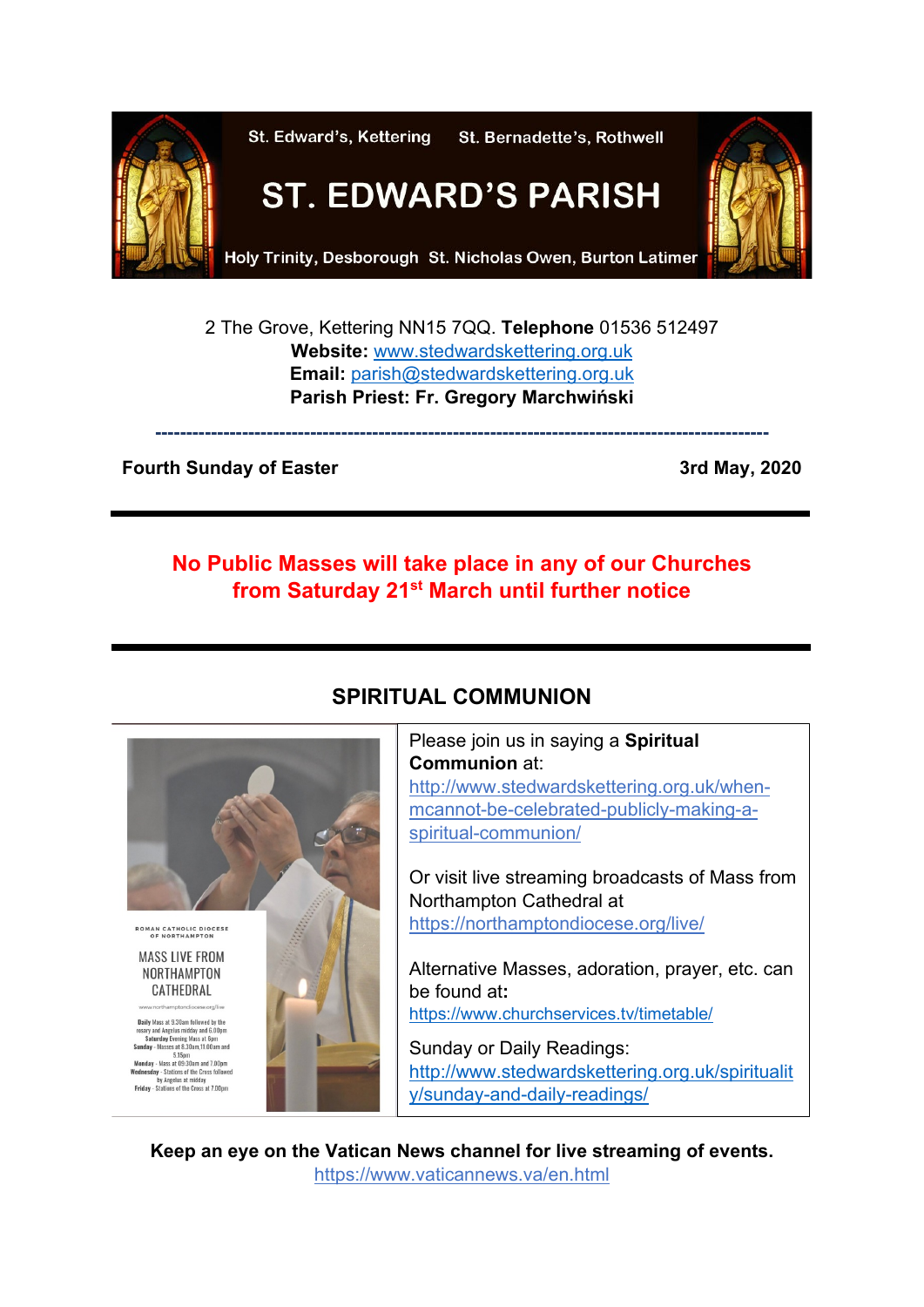St. Edward's, Kettering St. Bernadette's, Rothwell

# ST. EDWARD'S PARISH

Holy Trinity, Desborough St. Nicholas Owen, Burton Latimer

2 The Grove, Kettering NN15 7QQ. **Telephone** 01536 512497
**Website:** www.stedwardskettering.org.uk
**Email:** parish@stedwardskettering.org.uk
**Parish Priest: Fr. Gregory Marchwiński**

---

**Fourth Sunday of Easter** **3rd May, 2020**

---

**No Public Masses will take place in any of our Churches from Saturday 21st March until further notice**

---

## SPIRITUAL COMMUNION

ROMAN CATHOLIC DIOCESE OF NORTHAMPTON

MASS LIVE FROM NORTHAMPTON CATHEDRAL

www.northamptondiocese.org/live

**Daily** Mass at 9.30am followed by the rosary and Angelus midday and 6.00pm
**Saturday** Evening Mass at 6pm
**Sunday** - Masses at 8.30am, 11.00am and 5.15pm
**Monday** - Mass at 09.30am and 7.00pm
**Wednesday** - Stations of the Cross followed by Angelus at midday
**Friday** - Stations of the Cross at 7.00pm

Please join us in saying a **Spiritual Communion** at:
http://www.stedwardskettering.org.uk/when-mcannot-be-celebrated-publicly-making-a-spiritual-communion/

Or visit live streaming broadcasts of Mass from Northampton Cathedral at
https://northamptondiocese.org/live/

Alternative Masses, adoration, prayer, etc. can be found at**:**
https://www.churchservices.tv/timetable/

Sunday or Daily Readings:
http://www.stedwardskettering.org.uk/spirituality/sunday-and-daily-readings/

**Keep an eye on the Vatican News channel for live streaming of events.**
https://www.vaticannews.va/en.html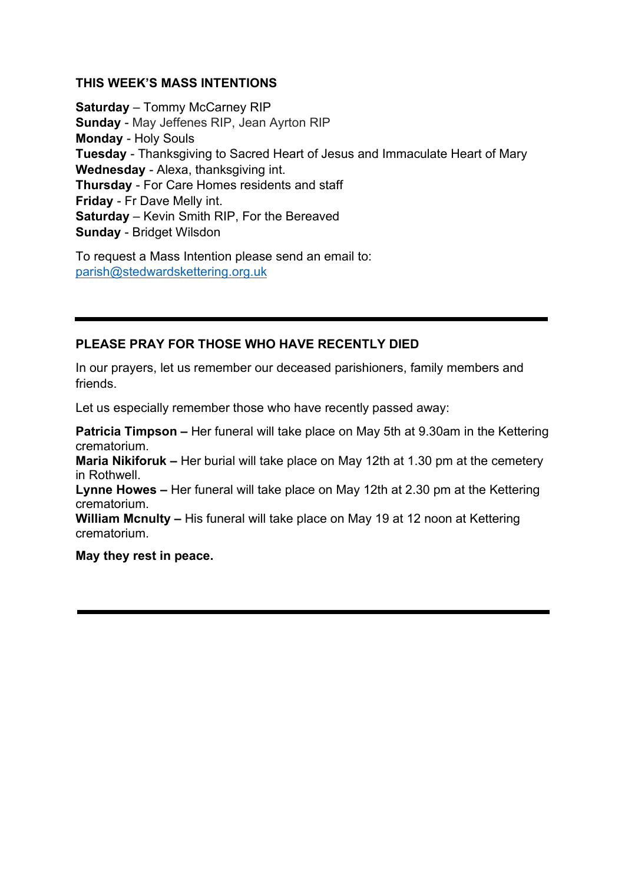## THIS WEEK'S MASS INTENTIONS

**Saturday** – Tommy McCarney RIP
**Sunday** - May Jeffenes RIP, Jean Ayrton RIP
**Monday** - Holy Souls
**Tuesday** - Thanksgiving to Sacred Heart of Jesus and Immaculate Heart of Mary
**Wednesday** - Alexa, thanksgiving int.
**Thursday** - For Care Homes residents and staff
**Friday** - Fr Dave Melly int.
**Saturday** – Kevin Smith RIP, For the Bereaved
**Sunday** - Bridget Wilsdon

To request a Mass Intention please send an email to:
parish@stedwardskettering.org.uk

---

## PLEASE PRAY FOR THOSE WHO HAVE RECENTLY DIED

In our prayers, let us remember our deceased parishioners, family members and friends.

Let us especially remember those who have recently passed away:

**Patricia Timpson –** Her funeral will take place on May 5th at 9.30am in the Kettering crematorium.
**Maria Nikiforuk –** Her burial will take place on May 12th at 1.30 pm at the cemetery in Rothwell.
**Lynne Howes –** Her funeral will take place on May 12th at 2.30 pm at the Kettering crematorium.
**William Mcnulty –** His funeral will take place on May 19 at 12 noon at Kettering crematorium.

**May they rest in peace.**

---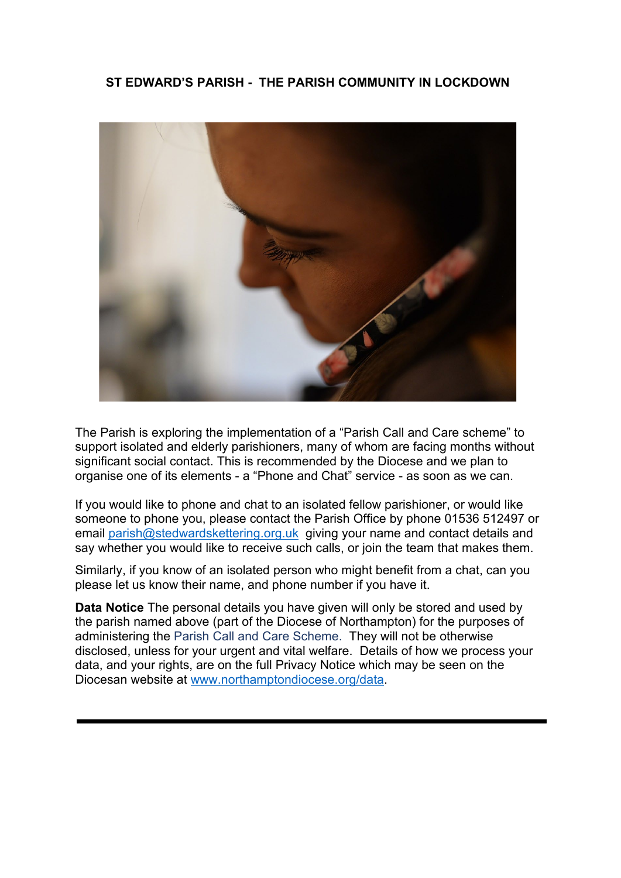**ST EDWARD'S PARISH - THE PARISH COMMUNITY IN LOCKDOWN**

The Parish is exploring the implementation of a "Parish Call and Care scheme" to support isolated and elderly parishioners, many of whom are facing months without significant social contact. This is recommended by the Diocese and we plan to organise one of its elements - a "Phone and Chat" service - as soon as we can.

If you would like to phone and chat to an isolated fellow parishioner, or would like someone to phone you, please contact the Parish Office by phone 01536 512497 or email parish@stedwardskettering.org.uk giving your name and contact details and say whether you would like to receive such calls, or join the team that makes them.

Similarly, if you know of an isolated person who might benefit from a chat, can you please let us know their name, and phone number if you have it.

**Data Notice** The personal details you have given will only be stored and used by the parish named above (part of the Diocese of Northampton) for the purposes of administering the Parish Call and Care Scheme. They will not be otherwise disclosed, unless for your urgent and vital welfare. Details of how we process your data, and your rights, are on the full Privacy Notice which may be seen on the Diocesan website at www.northamptondiocese.org/data.

---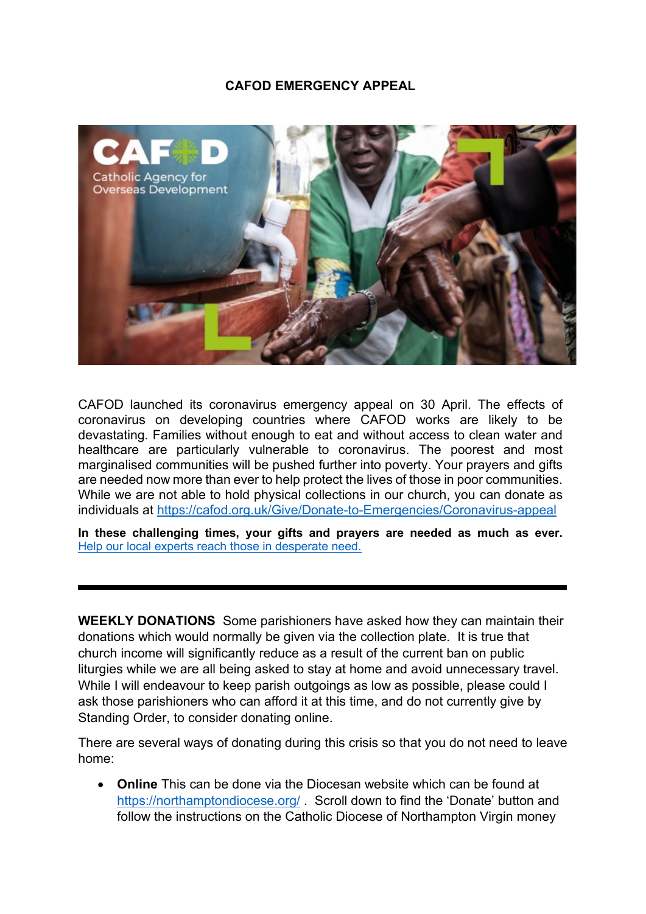## CAFOD EMERGENCY APPEAL

CAFOD launched its coronavirus emergency appeal on 30 April. The effects of coronavirus on developing countries where CAFOD works are likely to be devastating. Families without enough to eat and without access to clean water and healthcare are particularly vulnerable to coronavirus. The poorest and most marginalised communities will be pushed further into poverty. Your prayers and gifts are needed now more than ever to help protect the lives of those in poor communities. While we are not able to hold physical collections in our church, you can donate as individuals at https://cafod.org.uk/Give/Donate-to-Emergencies/Coronavirus-appeal

**In these challenging times, your gifts and prayers are needed as much as ever.** Help our local experts reach those in desperate need.

---

**WEEKLY DONATIONS** Some parishioners have asked how they can maintain their donations which would normally be given via the collection plate. It is true that church income will significantly reduce as a result of the current ban on public liturgies while we are all being asked to stay at home and avoid unnecessary travel. While I will endeavour to keep parish outgoings as low as possible, please could I ask those parishioners who can afford it at this time, and do not currently give by Standing Order, to consider donating online.

There are several ways of donating during this crisis so that you do not need to leave home:

- **Online** This can be done via the Diocesan website which can be found at https://northamptondiocese.org/ . Scroll down to find the 'Donate' button and follow the instructions on the Catholic Diocese of Northampton Virgin money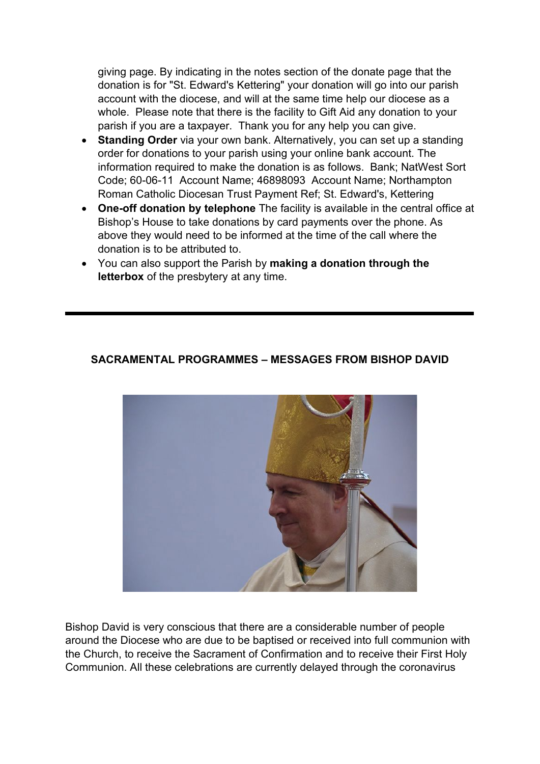giving page. By indicating in the notes section of the donate page that the donation is for "St. Edward's Kettering" your donation will go into our parish account with the diocese, and will at the same time help our diocese as a whole. Please note that there is the facility to Gift Aid any donation to your parish if you are a taxpayer. Thank you for any help you can give.

- **Standing Order** via your own bank. Alternatively, you can set up a standing order for donations to your parish using your online bank account. The information required to make the donation is as follows. Bank; NatWest Sort Code; 60-06-11 Account Name; 46898093 Account Name; Northampton Roman Catholic Diocesan Trust Payment Ref; St. Edward's, Kettering
- **One-off donation by telephone** The facility is available in the central office at Bishop's House to take donations by card payments over the phone. As above they would need to be informed at the time of the call where the donation is to be attributed to.
- You can also support the Parish by **making a donation through the letterbox** of the presbytery at any time.

---

**SACRAMENTAL PROGRAMMES – MESSAGES FROM BISHOP DAVID**

Bishop David is very conscious that there are a considerable number of people around the Diocese who are due to be baptised or received into full communion with the Church, to receive the Sacrament of Confirmation and to receive their First Holy Communion. All these celebrations are currently delayed through the coronavirus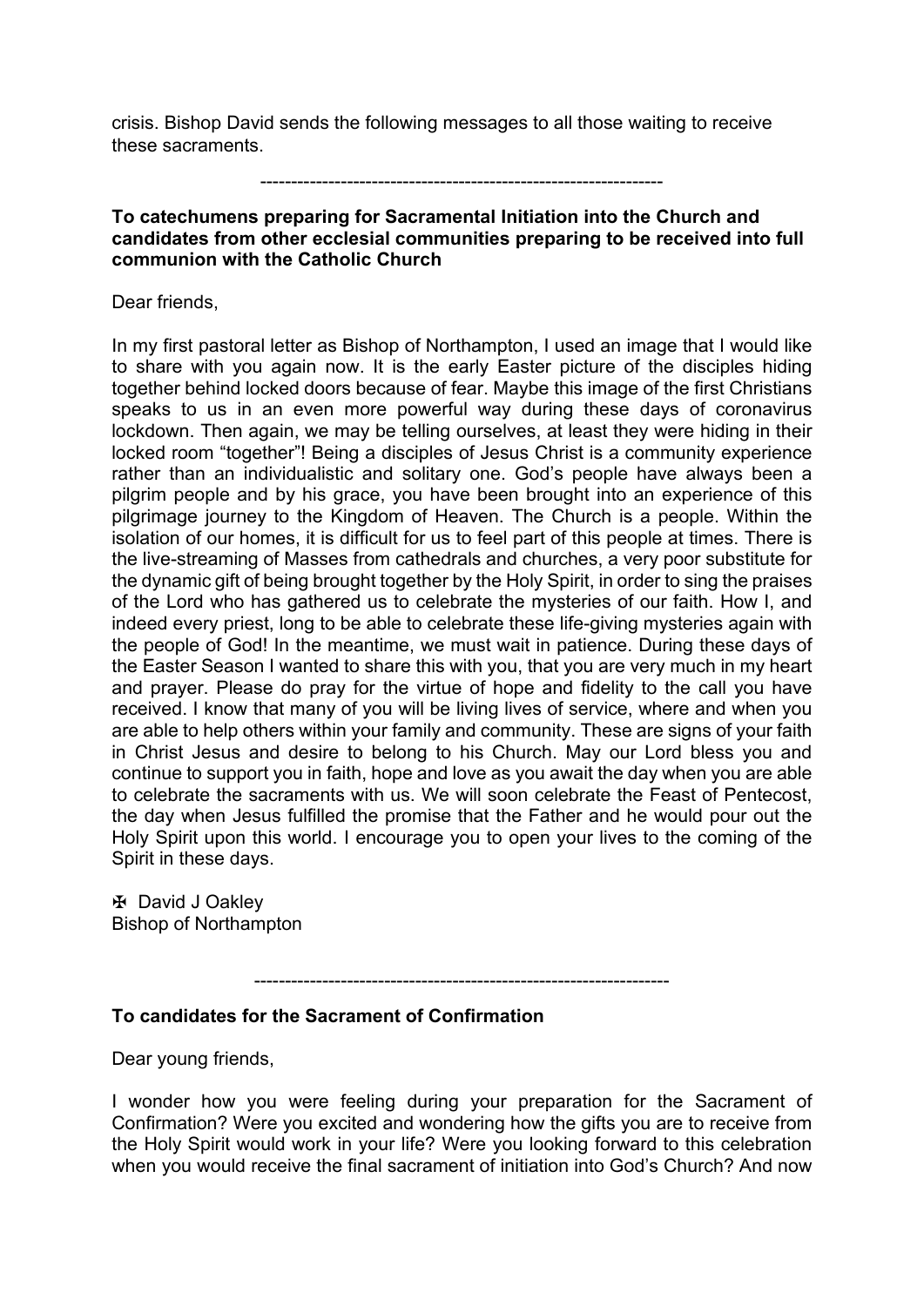crisis. Bishop David sends the following messages to all those waiting to receive these sacraments.

----------------------------------------------------------------

**To catechumens preparing for Sacramental Initiation into the Church and candidates from other ecclesial communities preparing to be received into full communion with the Catholic Church**

Dear friends,

In my first pastoral letter as Bishop of Northampton, I used an image that I would like to share with you again now. It is the early Easter picture of the disciples hiding together behind locked doors because of fear. Maybe this image of the first Christians speaks to us in an even more powerful way during these days of coronavirus lockdown. Then again, we may be telling ourselves, at least they were hiding in their locked room "together"! Being a disciples of Jesus Christ is a community experience rather than an individualistic and solitary one. God's people have always been a pilgrim people and by his grace, you have been brought into an experience of this pilgrimage journey to the Kingdom of Heaven. The Church is a people. Within the isolation of our homes, it is difficult for us to feel part of this people at times. There is the live-streaming of Masses from cathedrals and churches, a very poor substitute for the dynamic gift of being brought together by the Holy Spirit, in order to sing the praises of the Lord who has gathered us to celebrate the mysteries of our faith. How I, and indeed every priest, long to be able to celebrate these life-giving mysteries again with the people of God! In the meantime, we must wait in patience. During these days of the Easter Season I wanted to share this with you, that you are very much in my heart and prayer. Please do pray for the virtue of hope and fidelity to the call you have received. I know that many of you will be living lives of service, where and when you are able to help others within your family and community. These are signs of your faith in Christ Jesus and desire to belong to his Church. May our Lord bless you and continue to support you in faith, hope and love as you await the day when you are able to celebrate the sacraments with us. We will soon celebrate the Feast of Pentecost, the day when Jesus fulfilled the promise that the Father and he would pour out the Holy Spirit upon this world. I encourage you to open your lives to the coming of the Spirit in these days.

✠ David J Oakley
Bishop of Northampton

------------------------------------------------------------------

**To candidates for the Sacrament of Confirmation**

Dear young friends,

I wonder how you were feeling during your preparation for the Sacrament of Confirmation? Were you excited and wondering how the gifts you are to receive from the Holy Spirit would work in your life? Were you looking forward to this celebration when you would receive the final sacrament of initiation into God's Church? And now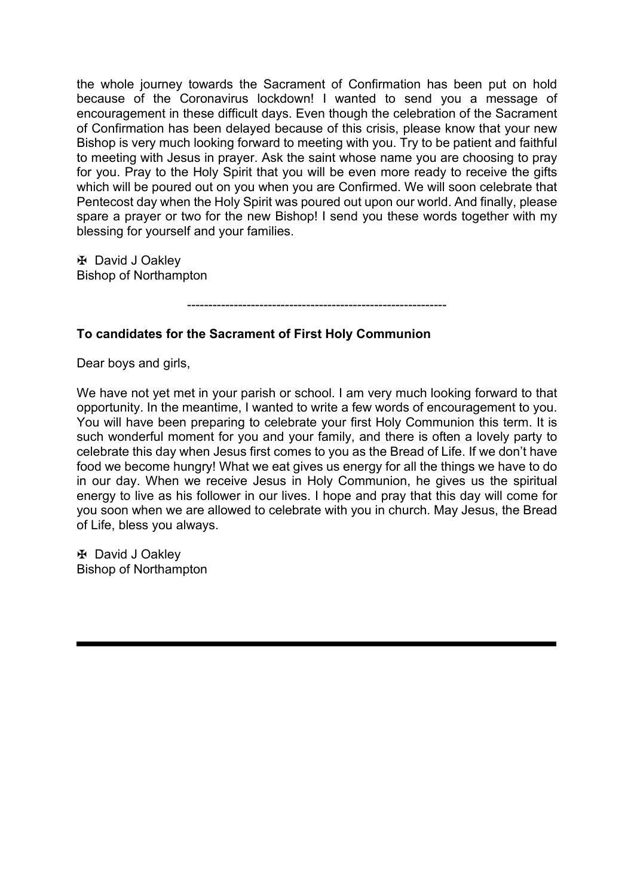the whole journey towards the Sacrament of Confirmation has been put on hold because of the Coronavirus lockdown! I wanted to send you a message of encouragement in these difficult days. Even though the celebration of the Sacrament of Confirmation has been delayed because of this crisis, please know that your new Bishop is very much looking forward to meeting with you. Try to be patient and faithful to meeting with Jesus in prayer. Ask the saint whose name you are choosing to pray for you. Pray to the Holy Spirit that you will be even more ready to receive the gifts which will be poured out on you when you are Confirmed. We will soon celebrate that Pentecost day when the Holy Spirit was poured out upon our world. And finally, please spare a prayer or two for the new Bishop! I send you these words together with my blessing for yourself and your families.

✠ David J Oakley
Bishop of Northampton

------------------------------------------------------------

**To candidates for the Sacrament of First Holy Communion**

Dear boys and girls,

We have not yet met in your parish or school. I am very much looking forward to that opportunity. In the meantime, I wanted to write a few words of encouragement to you. You will have been preparing to celebrate your first Holy Communion this term. It is such wonderful moment for you and your family, and there is often a lovely party to celebrate this day when Jesus first comes to you as the Bread of Life. If we don't have food we become hungry! What we eat gives us energy for all the things we have to do in our day. When we receive Jesus in Holy Communion, he gives us the spiritual energy to live as his follower in our lives. I hope and pray that this day will come for you soon when we are allowed to celebrate with you in church. May Jesus, the Bread of Life, bless you always.

✠ David J Oakley
Bishop of Northampton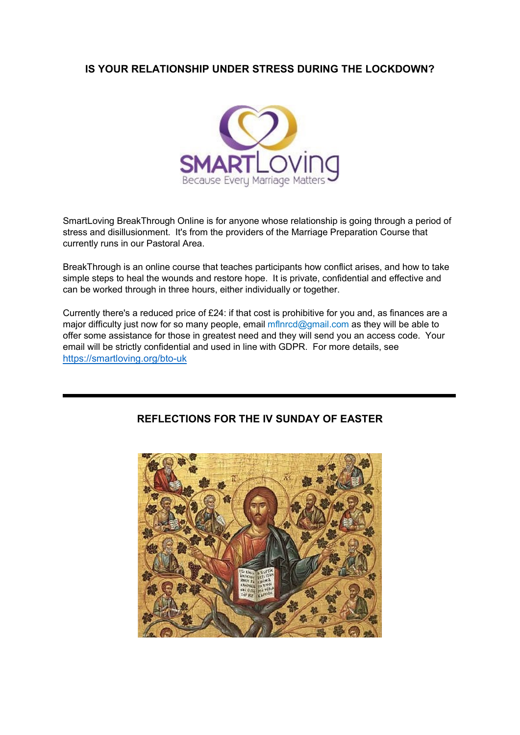## IS YOUR RELATIONSHIP UNDER STRESS DURING THE LOCKDOWN?

SmartLoving BreakThrough Online is for anyone whose relationship is going through a period of stress and disillusionment. It's from the providers of the Marriage Preparation Course that currently runs in our Pastoral Area.

BreakThrough is an online course that teaches participants how conflict arises, and how to take simple steps to heal the wounds and restore hope. It is private, confidential and effective and can be worked through in three hours, either individually or together.

Currently there's a reduced price of £24: if that cost is prohibitive for you and, as finances are a major difficulty just now for so many people, email mflnrcd@gmail.com as they will be able to offer some assistance for those in greatest need and they will send you an access code. Your email will be strictly confidential and used in line with GDPR. For more details, see https://smartloving.org/bto-uk

---

## REFLECTIONS FOR THE IV SUNDAY OF EASTER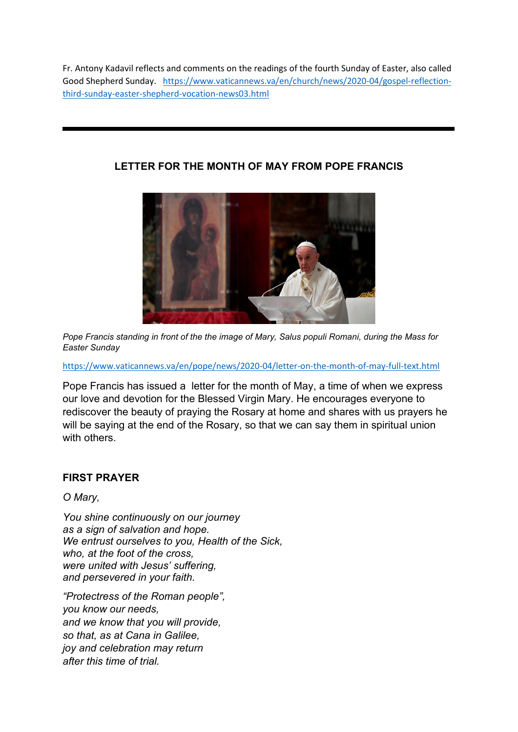Fr. Antony Kadavil reflects and comments on the readings of the fourth Sunday of Easter, also called Good Shepherd Sunday. https://www.vaticannews.va/en/church/news/2020-04/gospel-reflection-third-sunday-easter-shepherd-vocation-news03.html

---

## LETTER FOR THE MONTH OF MAY FROM POPE FRANCIS

*Pope Francis standing in front of the the image of Mary, Salus populi Romani, during the Mass for Easter Sunday*

https://www.vaticannews.va/en/pope/news/2020-04/letter-on-the-month-of-may-full-text.html

Pope Francis has issued a letter for the month of May, a time of when we express our love and devotion for the Blessed Virgin Mary. He encourages everyone to rediscover the beauty of praying the Rosary at home and shares with us prayers he will be saying at the end of the Rosary, so that we can say them in spiritual union with others.

### FIRST PRAYER

*O Mary,*

*You shine continuously on our journey*
*as a sign of salvation and hope.*
*We entrust ourselves to you, Health of the Sick,*
*who, at the foot of the cross,*
*were united with Jesus' suffering,*
*and persevered in your faith.*

*"Protectress of the Roman people",*
*you know our needs,*
*and we know that you will provide,*
*so that, as at Cana in Galilee,*
*joy and celebration may return*
*after this time of trial.*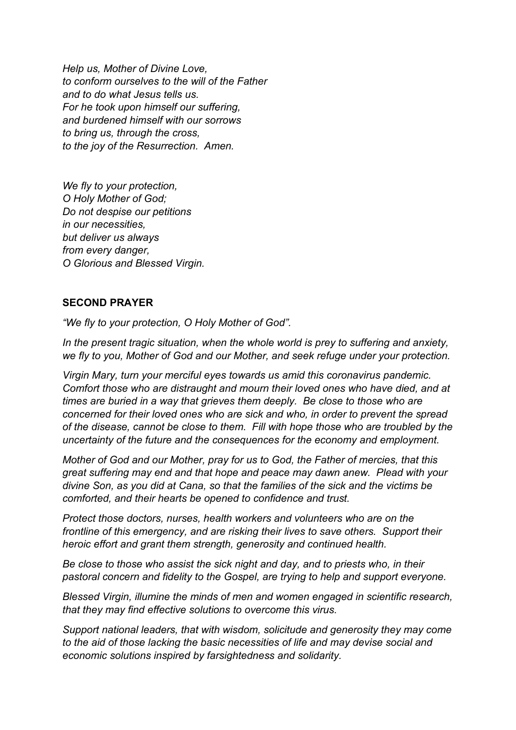*Help us, Mother of Divine Love,*
*to conform ourselves to the will of the Father*
*and to do what Jesus tells us.*
*For he took upon himself our suffering,*
*and burdened himself with our sorrows*
*to bring us, through the cross,*
*to the joy of the Resurrection. Amen.*

*We fly to your protection,*
*O Holy Mother of God;*
*Do not despise our petitions*
*in our necessities,*
*but deliver us always*
*from every danger,*
*O Glorious and Blessed Virgin.*

**SECOND PRAYER**

*"We fly to your protection, O Holy Mother of God".*

*In the present tragic situation, when the whole world is prey to suffering and anxiety, we fly to you, Mother of God and our Mother, and seek refuge under your protection.*

*Virgin Mary, turn your merciful eyes towards us amid this coronavirus pandemic. Comfort those who are distraught and mourn their loved ones who have died, and at times are buried in a way that grieves them deeply. Be close to those who are concerned for their loved ones who are sick and who, in order to prevent the spread of the disease, cannot be close to them. Fill with hope those who are troubled by the uncertainty of the future and the consequences for the economy and employment.*

*Mother of God and our Mother, pray for us to God, the Father of mercies, that this great suffering may end and that hope and peace may dawn anew. Plead with your divine Son, as you did at Cana, so that the families of the sick and the victims be comforted, and their hearts be opened to confidence and trust.*

*Protect those doctors, nurses, health workers and volunteers who are on the frontline of this emergency, and are risking their lives to save others. Support their heroic effort and grant them strength, generosity and continued health.*

*Be close to those who assist the sick night and day, and to priests who, in their pastoral concern and fidelity to the Gospel, are trying to help and support everyone.*

*Blessed Virgin, illumine the minds of men and women engaged in scientific research, that they may find effective solutions to overcome this virus.*

*Support national leaders, that with wisdom, solicitude and generosity they may come to the aid of those lacking the basic necessities of life and may devise social and economic solutions inspired by farsightedness and solidarity.*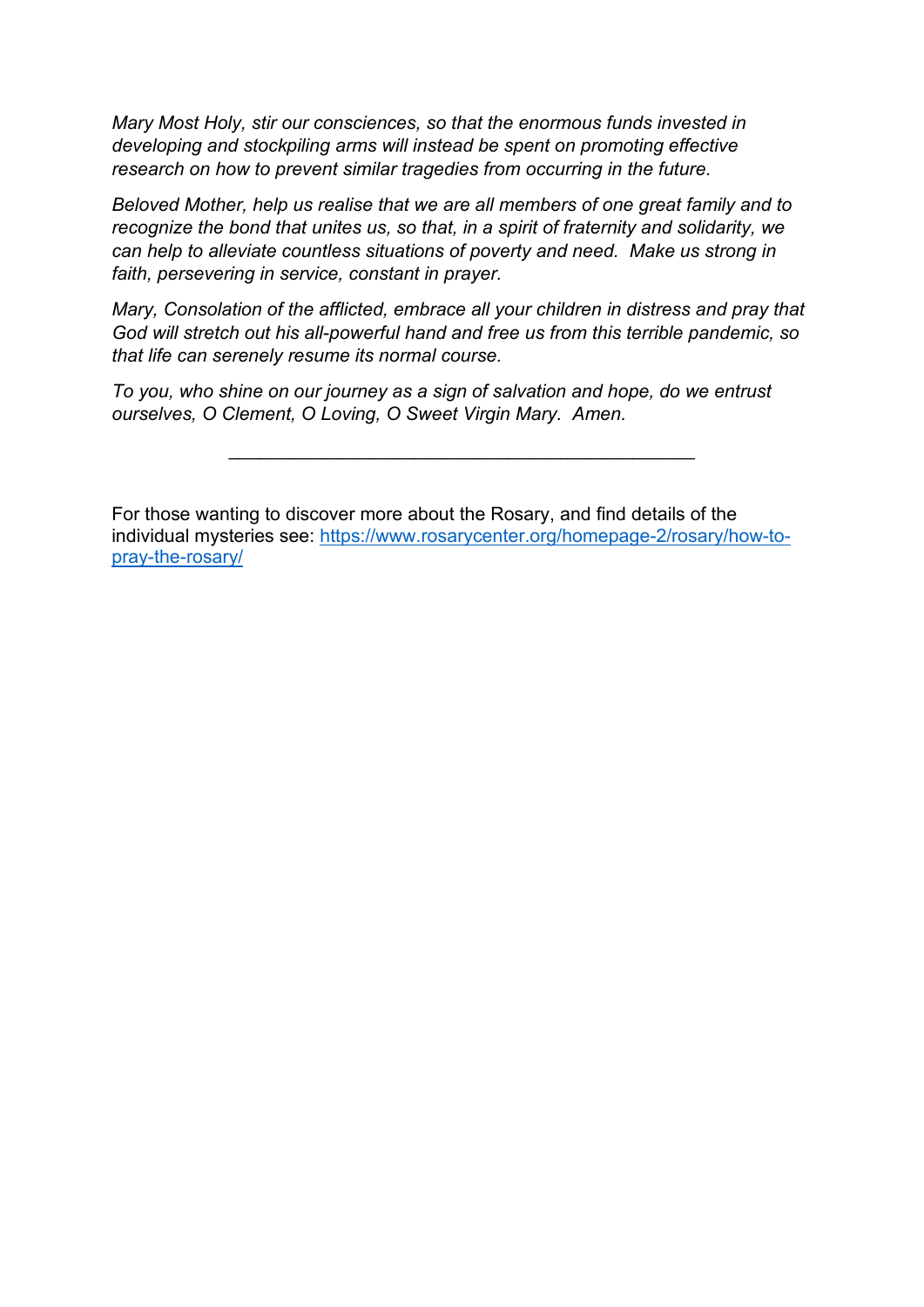*Mary Most Holy, stir our consciences, so that the enormous funds invested in developing and stockpiling arms will instead be spent on promoting effective research on how to prevent similar tragedies from occurring in the future.*

*Beloved Mother, help us realise that we are all members of one great family and to recognize the bond that unites us, so that, in a spirit of fraternity and solidarity, we can help to alleviate countless situations of poverty and need. Make us strong in faith, persevering in service, constant in prayer.*

*Mary, Consolation of the afflicted, embrace all your children in distress and pray that God will stretch out his all-powerful hand and free us from this terrible pandemic, so that life can serenely resume its normal course.*

*To you, who shine on our journey as a sign of salvation and hope, do we entrust ourselves, O Clement, O Loving, O Sweet Virgin Mary. Amen.*

---

For those wanting to discover more about the Rosary, and find details of the individual mysteries see: [https://www.rosarycenter.org/homepage-2/rosary/how-to-pray-the-rosary/](https://www.rosarycenter.org/homepage-2/rosary/how-to-pray-the-rosary/)